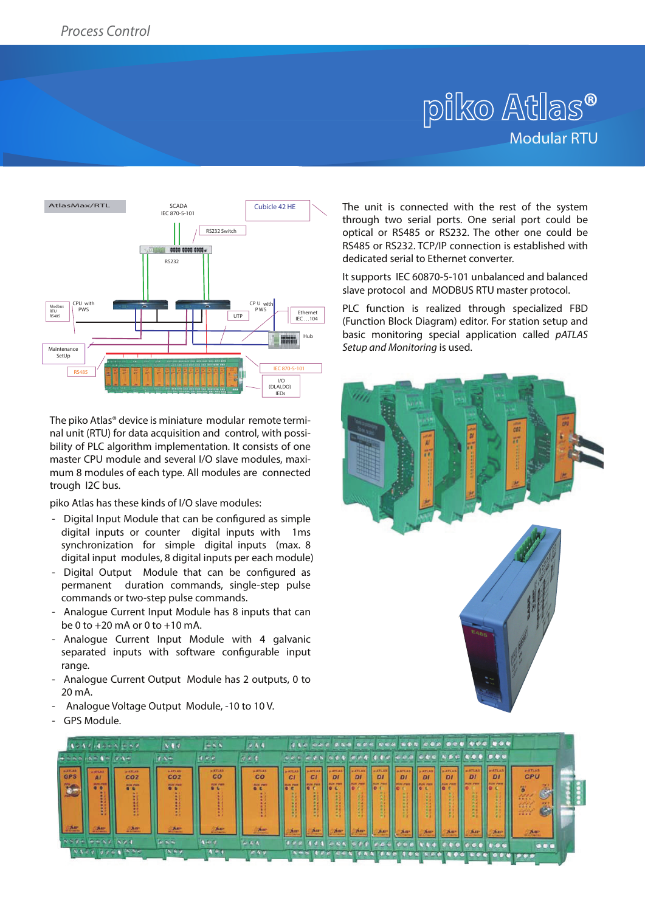# piko Atlas®

## Modular RTU

The piko Atlas® device is miniature modular remote terminal unit (RTU) for data acquisition and control, with possibility of PLC algorithm implementation. It consists of one master CPU module and several I/O slave modules, maximum 8 modules of each type. All modules are connected trough I2C bus.

piko Atlas has these kinds of I/O slave modules:

- Digital Input Module that can be configured as simple digital inputs or counter digital inputs with 1ms synchronization for simple digital inputs (max. 8 digital input modules, 8 digital inputs per each module)
- Digital Output Module that can be configured as permanent duration commands, single-step pulse commands or two-step pulse commands.
- Analogue Current Input Module has 8 inputs that can be 0 to +20 mA or 0 to +10 mA.
- Analogue Current Input Module with 4 galvanic separated inputs with software configurable input range.
- Analogue Current Output Module has 2 outputs, 0 to 20 mA.
- Analogue Voltage Output Module, -10 to 10 V.
- GPS Module.

The unit is connected with the rest of the system through two serial ports. One serial port could be optical or RS485 or RS232. The other one could be RS485 or RS232. TCP/IP connection is established with dedicated serial to Ethernet converter.

It supports IEC 60870-5-101 unbalanced and balanced slave protocol and MODBUS RTU master protocol.

PLC function is realized through specialized FBD (Function Block Diagram) editor. For station setup and basic monitoring special application called *pATLAS Setup and Monitoring* is used.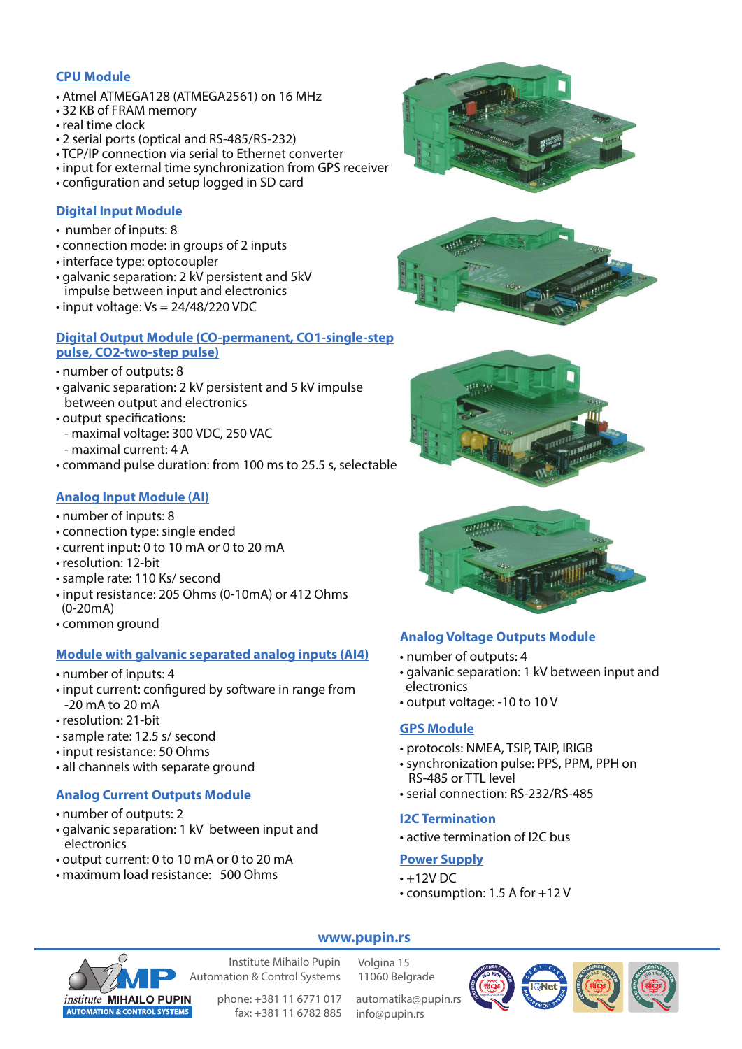## CPU Module

- Atmel ATMEGA128 (ATMEGA2561) on 16 MHz
- 32 KB of FRAM memory
- real time clock
- 2 serial ports (optical and RS-485/RS-232)
- TCP/IP connection via serial to Ethernet converter
- input for external time synchronization from GPS receiver
- configuration and setup logged in SD card

## Digital Input Module

- number of inputs: 8
- connection mode: in groups of 2 inputs
- interface type: optocoupler
- galvanic separation: 2 kV persistent and 5kV impulse between input and electronics
- input voltage: Vs = 24/48/220 VDC

## Digital Output Module (CO-permanent, CO1-single-step pulse, CO2-two-step pulse)

- number of outputs: 8
- galvanic separation: 2 kV persistent and 5 kV impulse between output and electronics
- output specifications:
  - maximal voltage: 300 VDC, 250 VAC
  - maximal current: 4 A
- command pulse duration: from 100 ms to 25.5 s, selectable

## Analog Input Module (AI)

- number of inputs: 8
- connection type: single ended
- current input: 0 to 10 mA or 0 to 20 mA
- resolution: 12-bit
- sample rate: 110 Ks/ second
- input resistance: 205 Ohms (0-10mA) or 412 Ohms (0-20mA)
- common ground

## Module with galvanic separated analog inputs (AI4)

- number of inputs: 4
- input current: configured by software in range from -20 mA to 20 mA
- resolution: 21-bit
- sample rate: 12.5 s/ second
- input resistance: 50 Ohms
- all channels with separate ground

## Analog Current Outputs Module

- number of outputs: 2
- galvanic separation: 1 kV between input and electronics
- output current: 0 to 10 mA or 0 to 20 mA
- maximum load resistance: 500 Ohms

## Analog Voltage Outputs Module

- number of outputs: 4
- galvanic separation: 1 kV between input and electronics
- output voltage: -10 to 10 V

## GPS Module

- protocols: NMEA, TSIP, TAIP, IRIGB
- synchronization pulse: PPS, PPM, PPH on RS-485 or TTL level
- serial connection: RS-232/RS-485

## I2C Termination

- active termination of I2C bus

## Power Supply

- +12V DC
- consumption: 1.5 A for +12 V

www.pupin.rs

institute MIHAILO PUPIN
AUTOMATION & CONTROL SYSTEMS

Institute Mihailo Pupin
Automation & Control Systems

Volgina 15
11060 Belgrade

phone: +381 11 6771 017
fax: +381 11 6782 885

automatika@pupin.rs
info@pupin.rs